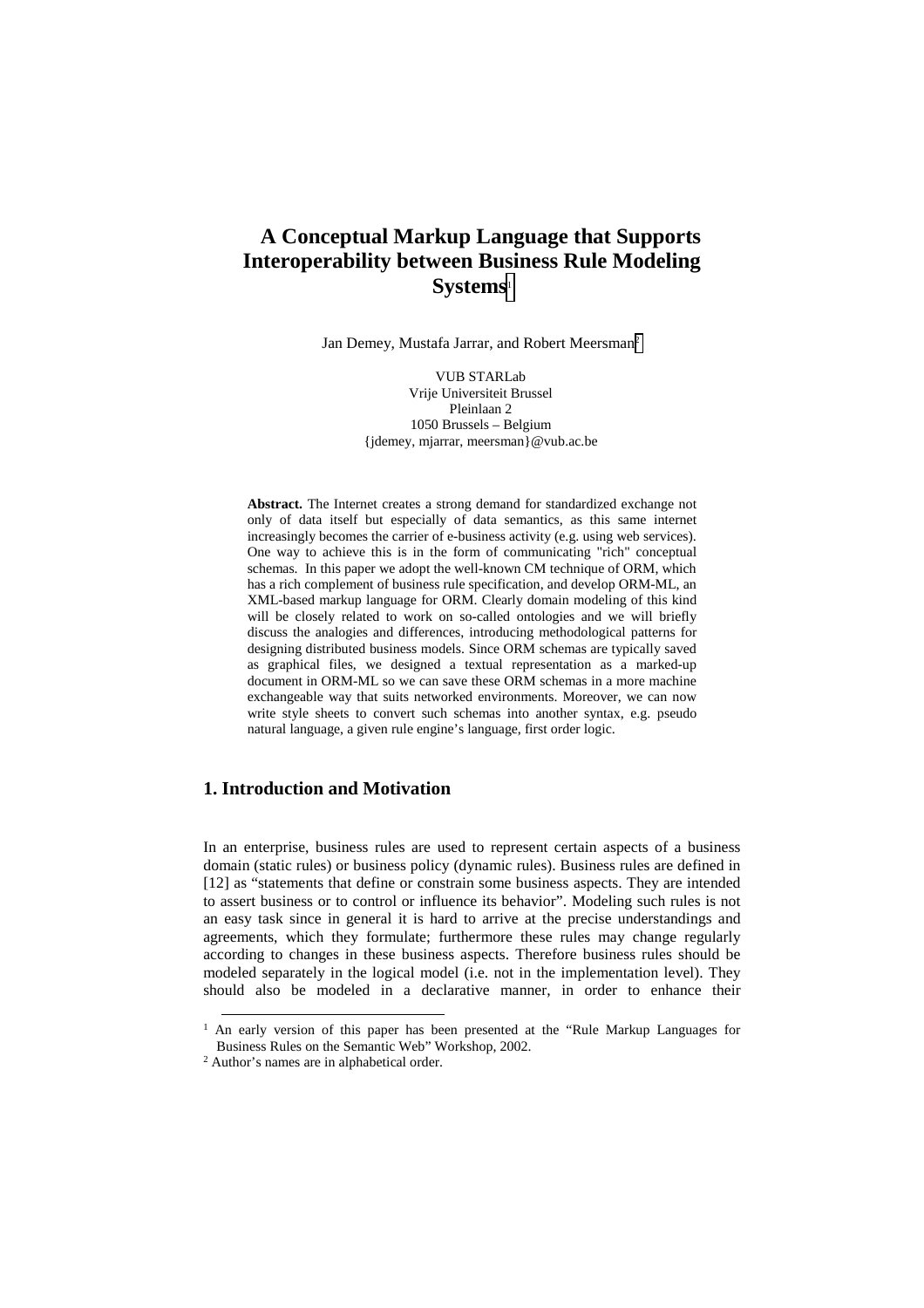# A Conceptual Markup Language that Supports Interoperability between Business Rule Modeling Systems[1]

Jan Demey, Mustafa Jarrar, and Robert Meersman[2]

VUB STARLab
Vrije Universiteit Brussel
Pleinlaan 2
1050 Brussels – Belgium
{jdemey, mjarrar, meersman}@vub.ac.be

**Abstract.** The Internet creates a strong demand for standardized exchange not only of data itself but especially of data semantics, as this same internet increasingly becomes the carrier of e-business activity (e.g. using web services). One way to achieve this is in the form of communicating "rich" conceptual schemas. In this paper we adopt the well-known CM technique of ORM, which has a rich complement of business rule specification, and develop ORM-ML, an XML-based markup language for ORM. Clearly domain modeling of this kind will be closely related to work on so-called ontologies and we will briefly discuss the analogies and differences, introducing methodological patterns for designing distributed business models. Since ORM schemas are typically saved as graphical files, we designed a textual representation as a marked-up document in ORM-ML so we can save these ORM schemas in a more machine exchangeable way that suits networked environments. Moreover, we can now write style sheets to convert such schemas into another syntax, e.g. pseudo natural language, a given rule engine's language, first order logic.

## 1. Introduction and Motivation

In an enterprise, business rules are used to represent certain aspects of a business domain (static rules) or business policy (dynamic rules). Business rules are defined in [12] as "statements that define or constrain some business aspects. They are intended to assert business or to control or influence its behavior". Modeling such rules is not an easy task since in general it is hard to arrive at the precise understandings and agreements, which they formulate; furthermore these rules may change regularly according to changes in these business aspects. Therefore business rules should be modeled separately in the logical model (i.e. not in the implementation level). They should also be modeled in a declarative manner, in order to enhance their

[1] An early version of this paper has been presented at the "Rule Markup Languages for Business Rules on the Semantic Web" Workshop, 2002.

[2] Author's names are in alphabetical order.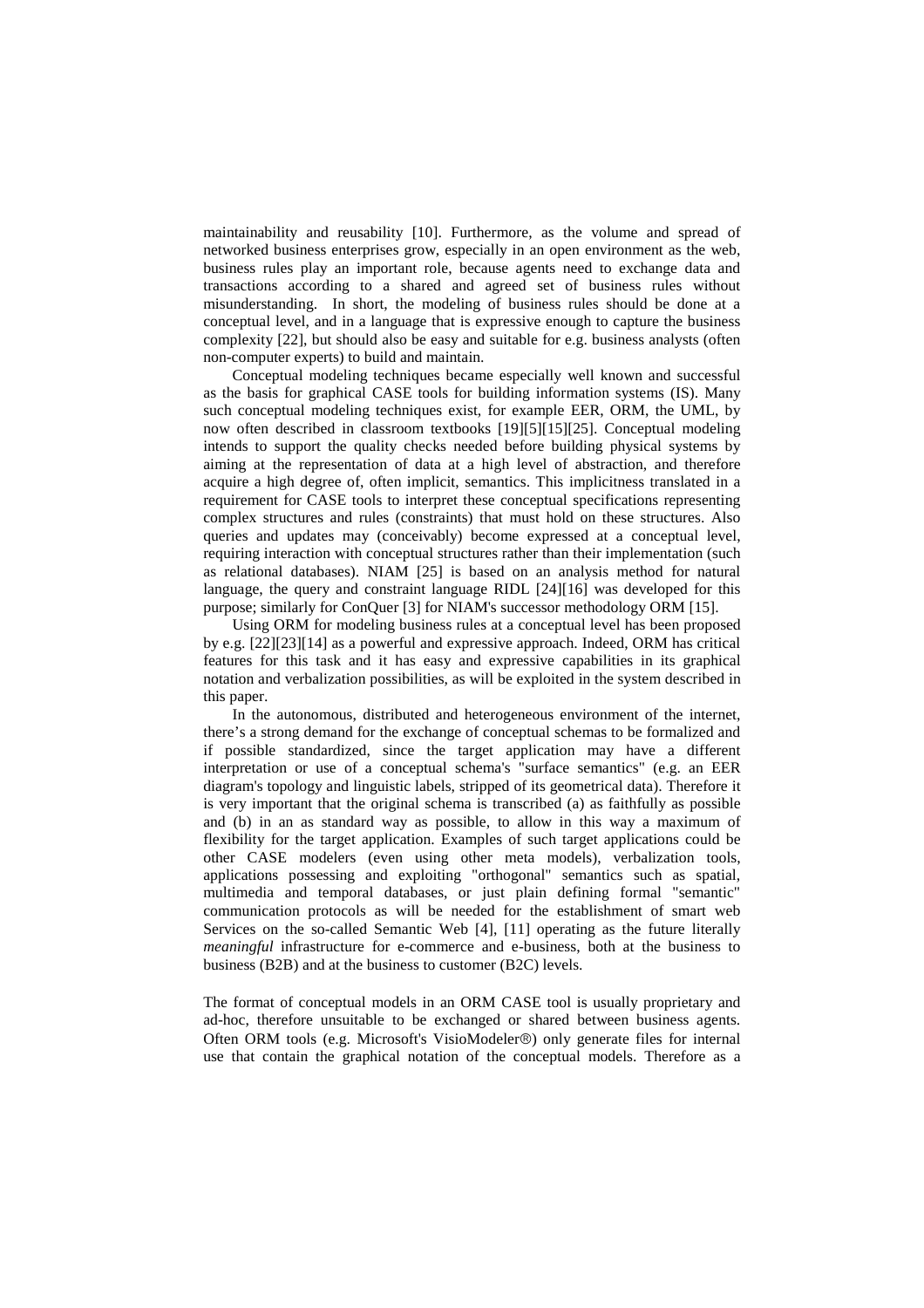maintainability and reusability [10]. Furthermore, as the volume and spread of networked business enterprises grow, especially in an open environment as the web, business rules play an important role, because agents need to exchange data and transactions according to a shared and agreed set of business rules without misunderstanding. In short, the modeling of business rules should be done at a conceptual level, and in a language that is expressive enough to capture the business complexity [22], but should also be easy and suitable for e.g. business analysts (often non-computer experts) to build and maintain.

Conceptual modeling techniques became especially well known and successful as the basis for graphical CASE tools for building information systems (IS). Many such conceptual modeling techniques exist, for example EER, ORM, the UML, by now often described in classroom textbooks [19][5][15][25]. Conceptual modeling intends to support the quality checks needed before building physical systems by aiming at the representation of data at a high level of abstraction, and therefore acquire a high degree of, often implicit, semantics. This implicitness translated in a requirement for CASE tools to interpret these conceptual specifications representing complex structures and rules (constraints) that must hold on these structures. Also queries and updates may (conceivably) become expressed at a conceptual level, requiring interaction with conceptual structures rather than their implementation (such as relational databases). NIAM [25] is based on an analysis method for natural language, the query and constraint language RIDL [24][16] was developed for this purpose; similarly for ConQuer [3] for NIAM's successor methodology ORM [15].

Using ORM for modeling business rules at a conceptual level has been proposed by e.g. [22][23][14] as a powerful and expressive approach. Indeed, ORM has critical features for this task and it has easy and expressive capabilities in its graphical notation and verbalization possibilities, as will be exploited in the system described in this paper.

In the autonomous, distributed and heterogeneous environment of the internet, there's a strong demand for the exchange of conceptual schemas to be formalized and if possible standardized, since the target application may have a different interpretation or use of a conceptual schema's "surface semantics" (e.g. an EER diagram's topology and linguistic labels, stripped of its geometrical data). Therefore it is very important that the original schema is transcribed (a) as faithfully as possible and (b) in an as standard way as possible, to allow in this way a maximum of flexibility for the target application. Examples of such target applications could be other CASE modelers (even using other meta models), verbalization tools, applications possessing and exploiting "orthogonal" semantics such as spatial, multimedia and temporal databases, or just plain defining formal "semantic" communication protocols as will be needed for the establishment of smart web Services on the so-called Semantic Web [4], [11] operating as the future literally *meaningful* infrastructure for e-commerce and e-business, both at the business to business (B2B) and at the business to customer (B2C) levels.

The format of conceptual models in an ORM CASE tool is usually proprietary and ad-hoc, therefore unsuitable to be exchanged or shared between business agents. Often ORM tools (e.g. Microsoft's VisioModeler®) only generate files for internal use that contain the graphical notation of the conceptual models. Therefore as a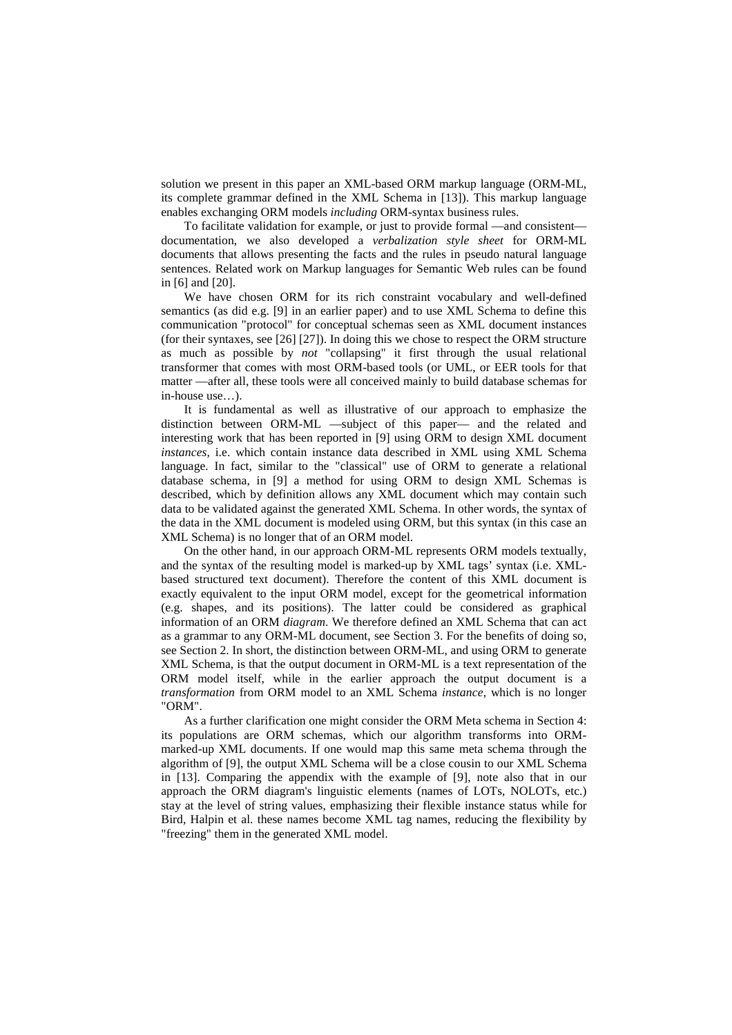solution we present in this paper an XML-based ORM markup language (ORM-ML, its complete grammar defined in the XML Schema in [13]). This markup language enables exchanging ORM models *including* ORM-syntax business rules.

To facilitate validation for example, or just to provide formal —and consistent— documentation, we also developed a *verbalization style sheet* for ORM-ML documents that allows presenting the facts and the rules in pseudo natural language sentences. Related work on Markup languages for Semantic Web rules can be found in [6] and [20].

We have chosen ORM for its rich constraint vocabulary and well-defined semantics (as did e.g. [9] in an earlier paper) and to use XML Schema to define this communication "protocol" for conceptual schemas seen as XML document instances (for their syntaxes, see [26] [27]). In doing this we chose to respect the ORM structure as much as possible by *not* "collapsing" it first through the usual relational transformer that comes with most ORM-based tools (or UML, or EER tools for that matter —after all, these tools were all conceived mainly to build database schemas for in-house use…).

It is fundamental as well as illustrative of our approach to emphasize the distinction between ORM-ML —subject of this paper— and the related and interesting work that has been reported in [9] using ORM to design XML document *instances*, i.e. which contain instance data described in XML using XML Schema language. In fact, similar to the "classical" use of ORM to generate a relational database schema, in [9] a method for using ORM to design XML Schemas is described, which by definition allows any XML document which may contain such data to be validated against the generated XML Schema. In other words, the syntax of the data in the XML document is modeled using ORM, but this syntax (in this case an XML Schema) is no longer that of an ORM model.

On the other hand, in our approach ORM-ML represents ORM models textually, and the syntax of the resulting model is marked-up by XML tags' syntax (i.e. XML-based structured text document). Therefore the content of this XML document is exactly equivalent to the input ORM model, except for the geometrical information (e.g. shapes, and its positions). The latter could be considered as graphical information of an ORM *diagram*. We therefore defined an XML Schema that can act as a grammar to any ORM-ML document, see Section 3. For the benefits of doing so, see Section 2. In short, the distinction between ORM-ML, and using ORM to generate XML Schema, is that the output document in ORM-ML is a text representation of the ORM model itself, while in the earlier approach the output document is a *transformation* from ORM model to an XML Schema *instance*, which is no longer "ORM".

As a further clarification one might consider the ORM Meta schema in Section 4: its populations are ORM schemas, which our algorithm transforms into ORM-marked-up XML documents. If one would map this same meta schema through the algorithm of [9], the output XML Schema will be a close cousin to our XML Schema in [13]. Comparing the appendix with the example of [9], note also that in our approach the ORM diagram's linguistic elements (names of LOTs, NOLOTs, etc.) stay at the level of string values, emphasizing their flexible instance status while for Bird, Halpin et al. these names become XML tag names, reducing the flexibility by "freezing" them in the generated XML model.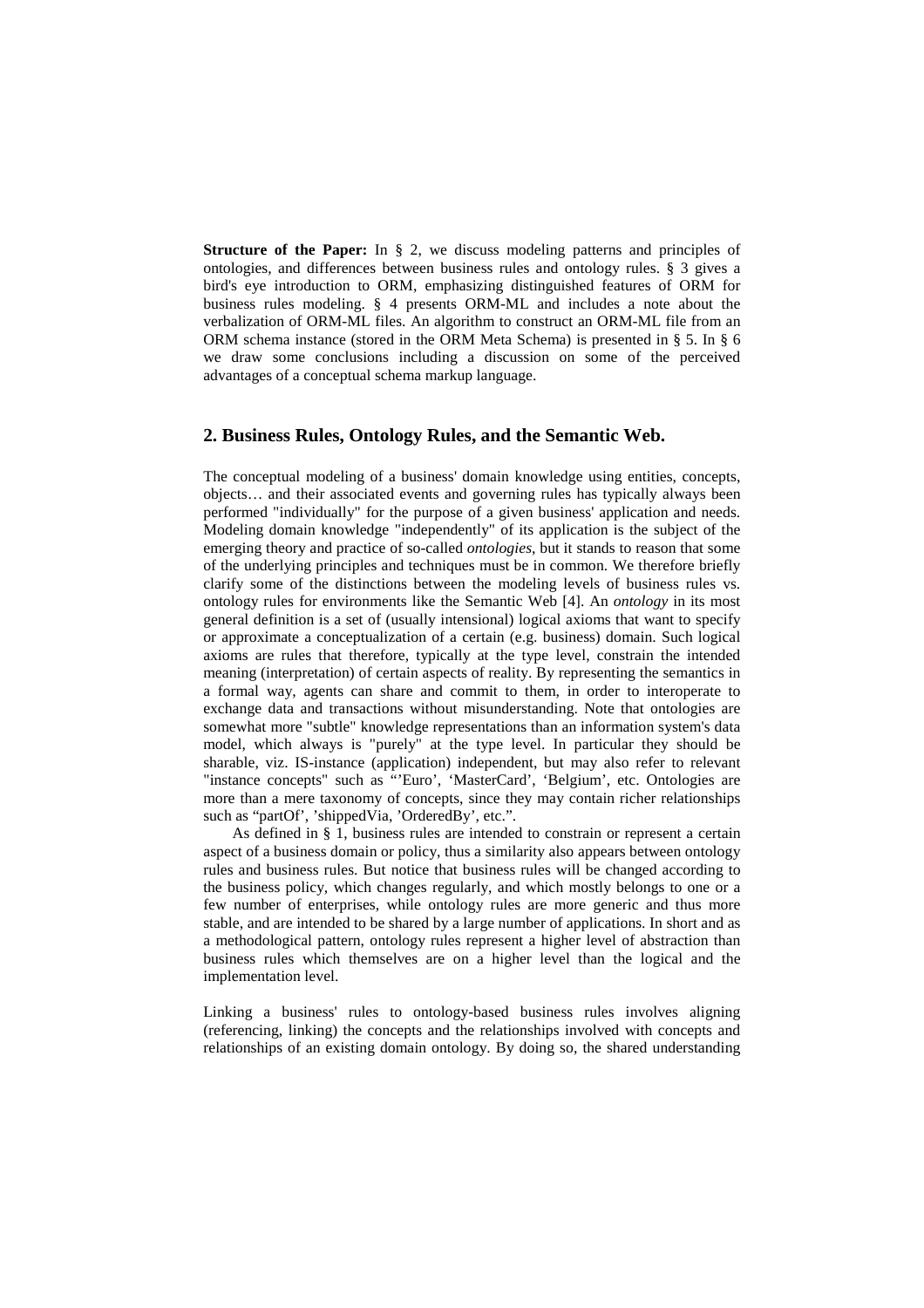**Structure of the Paper:** In § 2, we discuss modeling patterns and principles of ontologies, and differences between business rules and ontology rules. § 3 gives a bird's eye introduction to ORM, emphasizing distinguished features of ORM for business rules modeling. § 4 presents ORM-ML and includes a note about the verbalization of ORM-ML files. An algorithm to construct an ORM-ML file from an ORM schema instance (stored in the ORM Meta Schema) is presented in § 5. In § 6 we draw some conclusions including a discussion on some of the perceived advantages of a conceptual schema markup language.

## 2. Business Rules, Ontology Rules, and the Semantic Web.

The conceptual modeling of a business' domain knowledge using entities, concepts, objects… and their associated events and governing rules has typically always been performed "individually" for the purpose of a given business' application and needs. Modeling domain knowledge "independently" of its application is the subject of the emerging theory and practice of so-called *ontologies*, but it stands to reason that some of the underlying principles and techniques must be in common. We therefore briefly clarify some of the distinctions between the modeling levels of business rules vs. ontology rules for environments like the Semantic Web [4]. An *ontology* in its most general definition is a set of (usually intensional) logical axioms that want to specify or approximate a conceptualization of a certain (e.g. business) domain. Such logical axioms are rules that therefore, typically at the type level, constrain the intended meaning (interpretation) of certain aspects of reality. By representing the semantics in a formal way, agents can share and commit to them, in order to interoperate to exchange data and transactions without misunderstanding. Note that ontologies are somewhat more "subtle" knowledge representations than an information system's data model, which always is "purely" at the type level. In particular they should be sharable, viz. IS-instance (application) independent, but may also refer to relevant "instance concepts" such as "'Euro', 'MasterCard', 'Belgium', etc. Ontologies are more than a mere taxonomy of concepts, since they may contain richer relationships such as "partOf', 'shippedVia, 'OrderedBy', etc.".

As defined in § 1, business rules are intended to constrain or represent a certain aspect of a business domain or policy, thus a similarity also appears between ontology rules and business rules. But notice that business rules will be changed according to the business policy, which changes regularly, and which mostly belongs to one or a few number of enterprises, while ontology rules are more generic and thus more stable, and are intended to be shared by a large number of applications. In short and as a methodological pattern, ontology rules represent a higher level of abstraction than business rules which themselves are on a higher level than the logical and the implementation level.

Linking a business' rules to ontology-based business rules involves aligning (referencing, linking) the concepts and the relationships involved with concepts and relationships of an existing domain ontology. By doing so, the shared understanding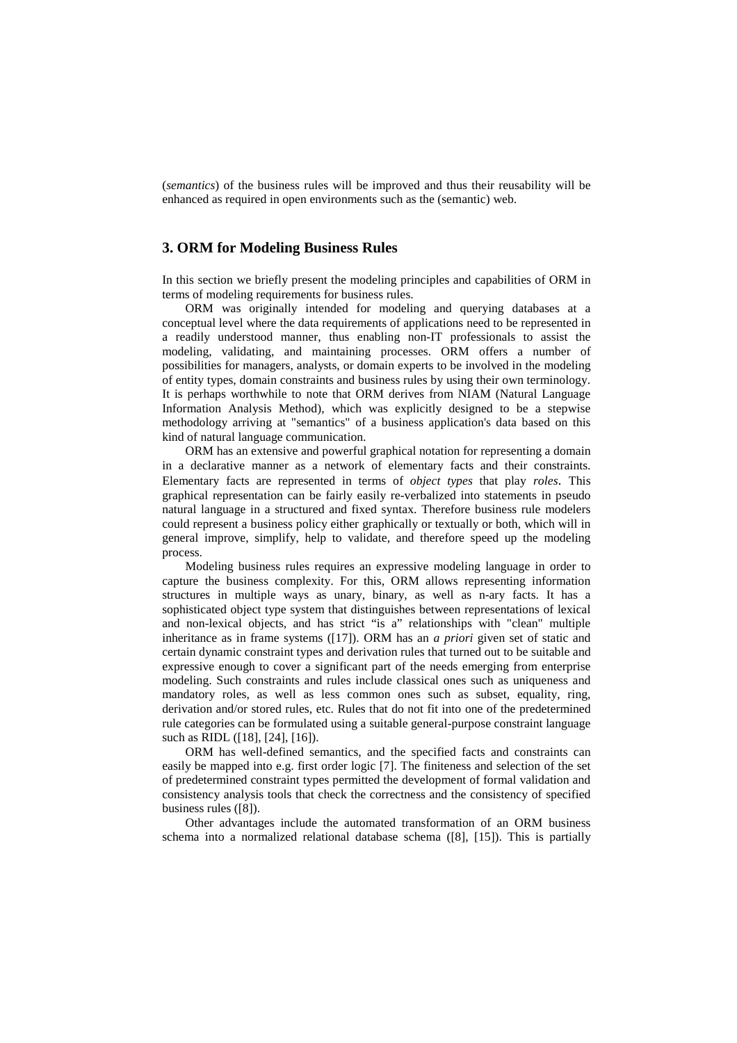(*semantics*) of the business rules will be improved and thus their reusability will be enhanced as required in open environments such as the (semantic) web.

## 3. ORM for Modeling Business Rules

In this section we briefly present the modeling principles and capabilities of ORM in terms of modeling requirements for business rules.

ORM was originally intended for modeling and querying databases at a conceptual level where the data requirements of applications need to be represented in a readily understood manner, thus enabling non-IT professionals to assist the modeling, validating, and maintaining processes. ORM offers a number of possibilities for managers, analysts, or domain experts to be involved in the modeling of entity types, domain constraints and business rules by using their own terminology. It is perhaps worthwhile to note that ORM derives from NIAM (Natural Language Information Analysis Method), which was explicitly designed to be a stepwise methodology arriving at "semantics" of a business application's data based on this kind of natural language communication.

ORM has an extensive and powerful graphical notation for representing a domain in a declarative manner as a network of elementary facts and their constraints. Elementary facts are represented in terms of *object types* that play *roles*. This graphical representation can be fairly easily re-verbalized into statements in pseudo natural language in a structured and fixed syntax. Therefore business rule modelers could represent a business policy either graphically or textually or both, which will in general improve, simplify, help to validate, and therefore speed up the modeling process.

Modeling business rules requires an expressive modeling language in order to capture the business complexity. For this, ORM allows representing information structures in multiple ways as unary, binary, as well as n-ary facts. It has a sophisticated object type system that distinguishes between representations of lexical and non-lexical objects, and has strict "is a" relationships with "clean" multiple inheritance as in frame systems ([17]). ORM has an *a priori* given set of static and certain dynamic constraint types and derivation rules that turned out to be suitable and expressive enough to cover a significant part of the needs emerging from enterprise modeling. Such constraints and rules include classical ones such as uniqueness and mandatory roles, as well as less common ones such as subset, equality, ring, derivation and/or stored rules, etc. Rules that do not fit into one of the predetermined rule categories can be formulated using a suitable general-purpose constraint language such as RIDL ([18], [24], [16]).

ORM has well-defined semantics, and the specified facts and constraints can easily be mapped into e.g. first order logic [7]. The finiteness and selection of the set of predetermined constraint types permitted the development of formal validation and consistency analysis tools that check the correctness and the consistency of specified business rules ([8]).

Other advantages include the automated transformation of an ORM business schema into a normalized relational database schema ([8], [15]). This is partially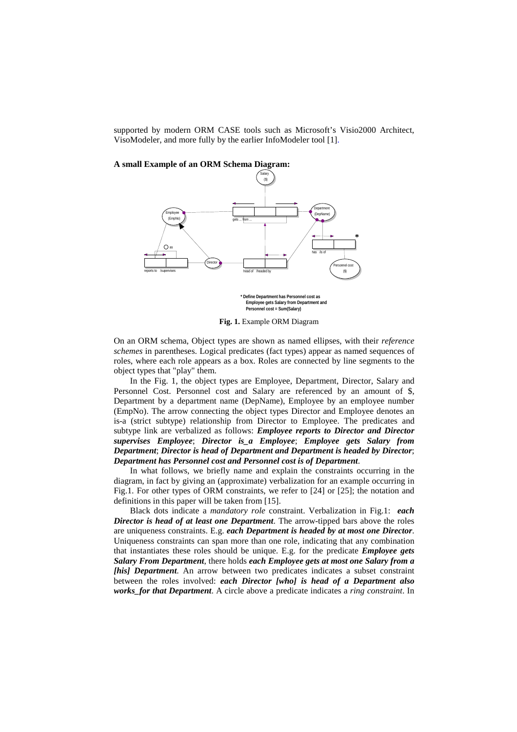supported by modern ORM CASE tools such as Microsoft's Visio2000 Architect, VisoModeler, and more fully by the earlier InfoModeler tool [1].

**A small Example of an ORM Schema Diagram:**

**Fig. 1.** Example ORM Diagram

On an ORM schema, Object types are shown as named ellipses, with their *reference schemes* in parentheses. Logical predicates (fact types) appear as named sequences of roles, where each role appears as a box. Roles are connected by line segments to the object types that "play" them.

In the Fig. 1, the object types are Employee, Department, Director, Salary and Personnel Cost. Personnel cost and Salary are referenced by an amount of $, Department by a department name (DepName), Employee by an employee number (EmpNo). The arrow connecting the object types Director and Employee denotes an is-a (strict subtype) relationship from Director to Employee. The predicates and subtype link are verbalized as follows: ***Employee reports to Director and Director supervises Employee***; ***Director is_a Employee***; ***Employee gets Salary from Department***; ***Director is head of Department and Department is headed by Director***; ***Department has Personnel cost and Personnel cost is of Department***.

In what follows, we briefly name and explain the constraints occurring in the diagram, in fact by giving an (approximate) verbalization for an example occurring in Fig.1. For other types of ORM constraints, we refer to [24] or [25]; the notation and definitions in this paper will be taken from [15].

Black dots indicate a *mandatory role* constraint. Verbalization in Fig.1: ***each Director is head of at least one Department***. The arrow-tipped bars above the roles are uniqueness constraints. E.g. ***each Department is headed by at most one Director***. Uniqueness constraints can span more than one role, indicating that any combination that instantiates these roles should be unique. E.g. for the predicate ***Employee gets Salary From Department***, there holds ***each Employee gets at most one Salary from a [his] Department***. An arrow between two predicates indicates a subset constraint between the roles involved: ***each Director [who] is head of a Department also works_for that Department***. A circle above a predicate indicates a *ring constraint*. In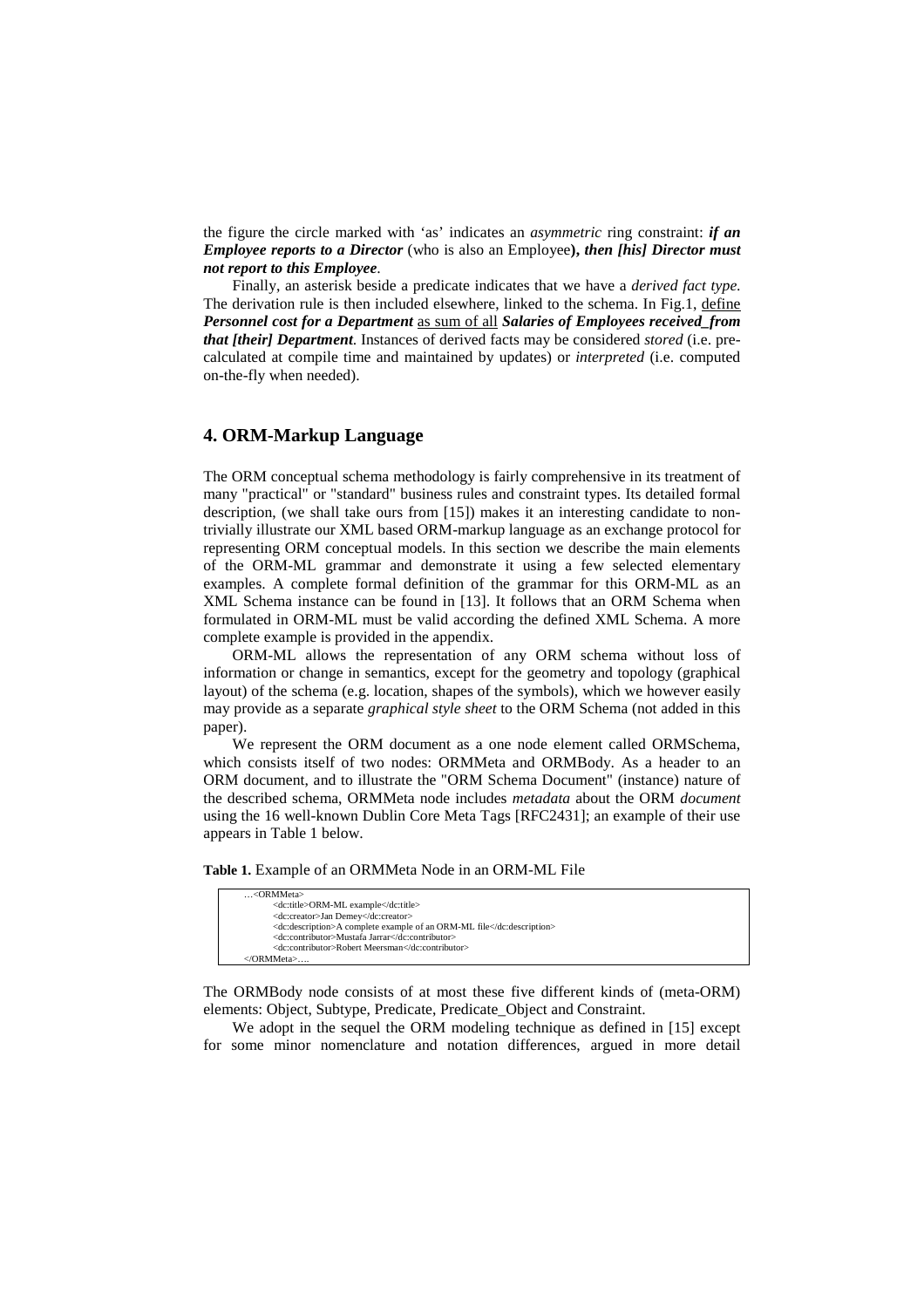the figure the circle marked with 'as' indicates an *asymmetric* ring constraint: ***if an Employee reports to a Director*** (who is also an Employee***), then [his] Director must not report to this Employee***.

Finally, an asterisk beside a predicate indicates that we have a *derived fact type.* The derivation rule is then included elsewhere, linked to the schema. In Fig.1, <u>define</u> ***Personnel cost for a Department*** <u>as sum of all</u> ***Salaries of Employees received_from that [their] Department***. Instances of derived facts may be considered *stored* (i.e. pre-calculated at compile time and maintained by updates) or *interpreted* (i.e. computed on-the-fly when needed).

## 4. ORM-Markup Language

The ORM conceptual schema methodology is fairly comprehensive in its treatment of many "practical" or "standard" business rules and constraint types. Its detailed formal description, (we shall take ours from [15]) makes it an interesting candidate to non-trivially illustrate our XML based ORM-markup language as an exchange protocol for representing ORM conceptual models. In this section we describe the main elements of the ORM-ML grammar and demonstrate it using a few selected elementary examples. A complete formal definition of the grammar for this ORM-ML as an XML Schema instance can be found in [13]. It follows that an ORM Schema when formulated in ORM-ML must be valid according the defined XML Schema. A more complete example is provided in the appendix.

ORM-ML allows the representation of any ORM schema without loss of information or change in semantics, except for the geometry and topology (graphical layout) of the schema (e.g. location, shapes of the symbols), which we however easily may provide as a separate *graphical style sheet* to the ORM Schema (not added in this paper).

We represent the ORM document as a one node element called ORMSchema, which consists itself of two nodes: ORMMeta and ORMBody. As a header to an ORM document, and to illustrate the "ORM Schema Document" (instance) nature of the described schema, ORMMeta node includes *metadata* about the ORM *document* using the 16 well-known Dublin Core Meta Tags [RFC2431]; an example of their use appears in Table 1 below.

**Table 1.** Example of an ORMMeta Node in an ORM-ML File

```
…<ORMMeta>
      <dc:title>ORM-ML example</dc:title>
      <dc:creator>Jan Demey</dc:creator>
      <dc:description>A complete example of an ORM-ML file</dc:description>
      <dc:contributor>Mustafa Jarrar</dc:contributor>
      <dc:contributor>Robert Meersman</dc:contributor>
</ORMMeta>….
```

The ORMBody node consists of at most these five different kinds of (meta-ORM) elements: Object, Subtype, Predicate, Predicate_Object and Constraint.

We adopt in the sequel the ORM modeling technique as defined in [15] except for some minor nomenclature and notation differences, argued in more detail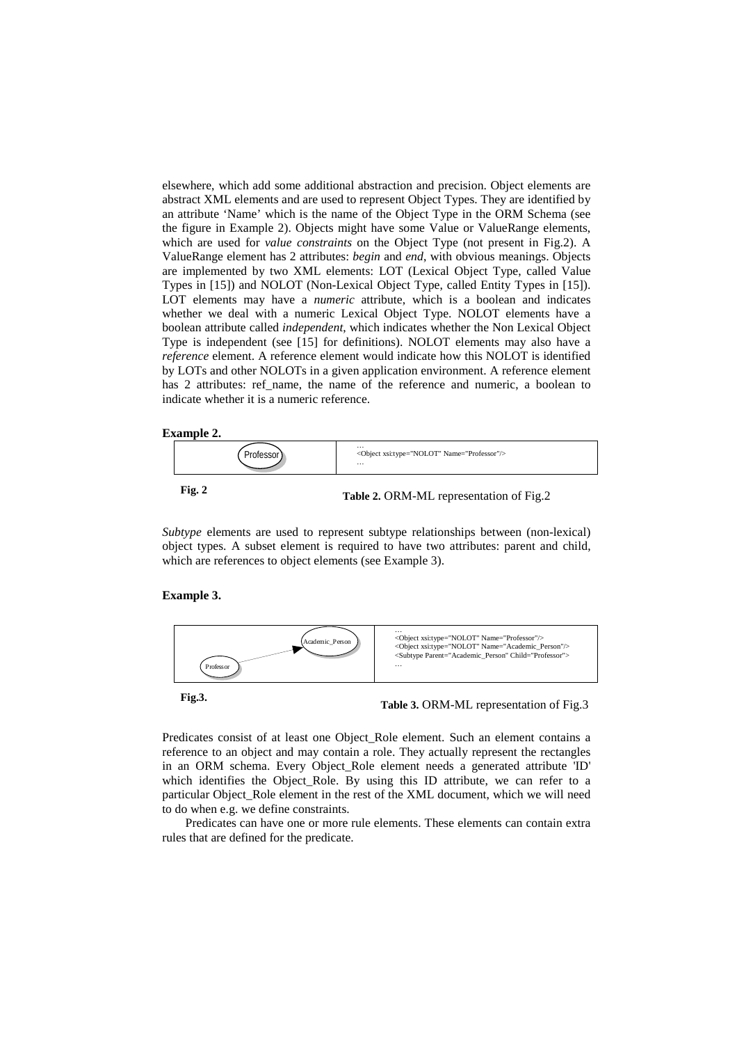elsewhere, which add some additional abstraction and precision. Object elements are abstract XML elements and are used to represent Object Types. They are identified by an attribute 'Name' which is the name of the Object Type in the ORM Schema (see the figure in Example 2). Objects might have some Value or ValueRange elements, which are used for *value constraints* on the Object Type (not present in Fig.2). A ValueRange element has 2 attributes: *begin* and *end*, with obvious meanings. Objects are implemented by two XML elements: LOT (Lexical Object Type, called Value Types in [15]) and NOLOT (Non-Lexical Object Type, called Entity Types in [15]). LOT elements may have a *numeric* attribute, which is a boolean and indicates whether we deal with a numeric Lexical Object Type. NOLOT elements have a boolean attribute called *independent*, which indicates whether the Non Lexical Object Type is independent (see [15] for definitions). NOLOT elements may also have a *reference* element. A reference element would indicate how this NOLOT is identified by LOTs and other NOLOTs in a given application environment. A reference element has 2 attributes: ref_name, the name of the reference and numeric, a boolean to indicate whether it is a numeric reference.

**Example 2.**

| Professor | …<br>`<Object xsi:type="NOLOT" Name="Professor"/>`<br>… |
|---|---|

**Fig. 2**

**Table 2.** ORM-ML representation of Fig.2

*Subtype* elements are used to represent subtype relationships between (non-lexical) object types. A subset element is required to have two attributes: parent and child, which are references to object elements (see Example 3).

**Example 3.**

| Academic_Person ◄— Professor | …<br>`<Object xsi:type="NOLOT" Name="Professor"/>`<br>`<Object xsi:type="NOLOT" Name="Academic_Person"/>`<br>`<Subtype Parent="Academic_Person" Child="Professor">`<br>… |
|---|---|

**Fig.3.**

**Table 3.** ORM-ML representation of Fig.3

Predicates consist of at least one Object_Role element. Such an element contains a reference to an object and may contain a role. They actually represent the rectangles in an ORM schema. Every Object_Role element needs a generated attribute 'ID' which identifies the Object_Role. By using this ID attribute, we can refer to a particular Object_Role element in the rest of the XML document, which we will need to do when e.g. we define constraints.

Predicates can have one or more rule elements. These elements can contain extra rules that are defined for the predicate.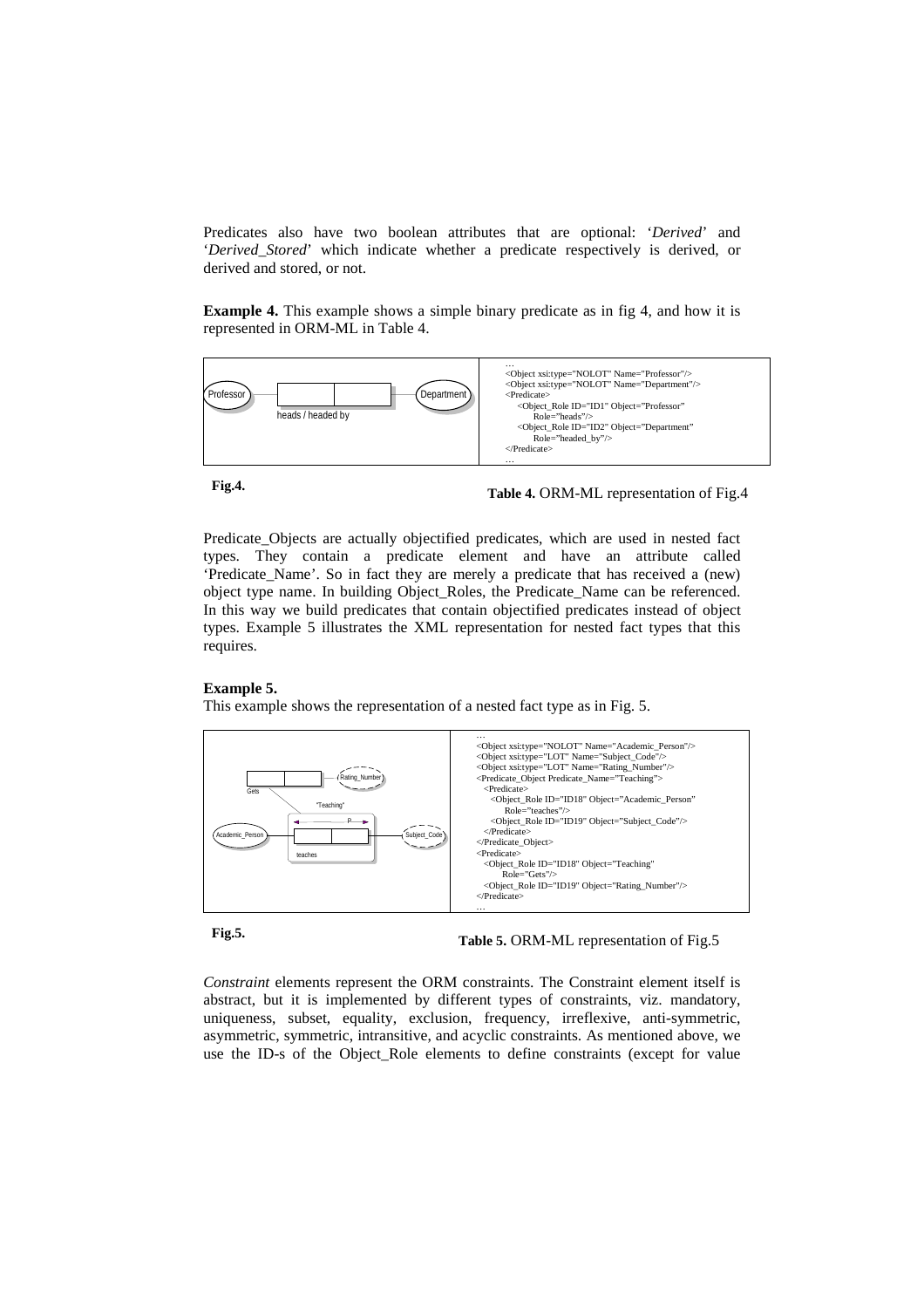Predicates also have two boolean attributes that are optional: '*Derived*' and '*Derived_Stored*' which indicate whether a predicate respectively is derived, or derived and stored, or not.

**Example 4.** This example shows a simple binary predicate as in fig 4, and how it is represented in ORM-ML in Table 4.

```
…
<Object xsi:type="NOLOT" Name="Professor"/>
<Object xsi:type="NOLOT" Name="Department"/>
<Predicate>
   <Object_Role ID="ID1" Object="Professor"
       Role="heads"/>
   <Object_Role ID="ID2" Object="Department"
       Role="headed_by"/>
</Predicate>
…
```

**Fig.4.**

**Table 4.** ORM-ML representation of Fig.4

Predicate_Objects are actually objectified predicates, which are used in nested fact types. They contain a predicate element and have an attribute called 'Predicate_Name'. So in fact they are merely a predicate that has received a (new) object type name. In building Object_Roles, the Predicate_Name can be referenced. In this way we build predicates that contain objectified predicates instead of object types. Example 5 illustrates the XML representation for nested fact types that this requires.

**Example 5.**

This example shows the representation of a nested fact type as in Fig. 5.

```
…
<Object xsi:type="NOLOT" Name="Academic_Person"/>
<Object xsi:type="LOT" Name="Subject_Code"/>
<Object xsi:type="LOT" Name="Rating_Number"/>
<Predicate_Object Predicate_Name="Teaching">
  <Predicate>
    <Object_Role ID="ID18" Object="Academic_Person"
        Role="teaches"/>
    <Object_Role ID="ID19" Object="Subject_Code"/>
  </Predicate>
</Predicate_Object>
<Predicate>
  <Object_Role ID="ID18" Object="Teaching"
      Role="Gets"/>
  <Object_Role ID="ID19" Object="Rating_Number"/>
</Predicate>
…
```

**Fig.5.**

**Table 5.** ORM-ML representation of Fig.5

*Constraint* elements represent the ORM constraints. The Constraint element itself is abstract, but it is implemented by different types of constraints, viz. mandatory, uniqueness, subset, equality, exclusion, frequency, irreflexive, anti-symmetric, asymmetric, symmetric, intransitive, and acyclic constraints. As mentioned above, we use the ID-s of the Object_Role elements to define constraints (except for value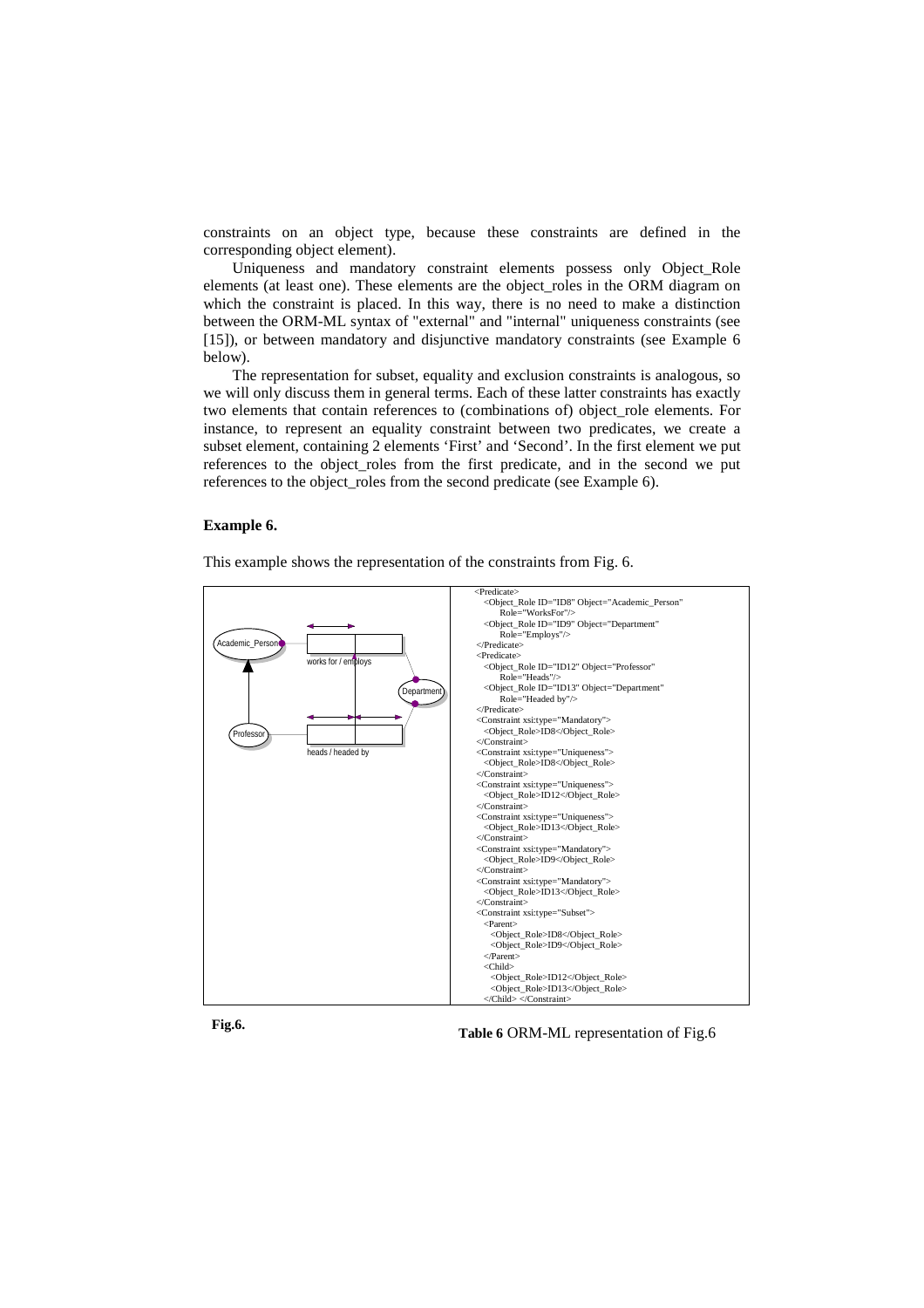constraints on an object type, because these constraints are defined in the corresponding object element).

Uniqueness and mandatory constraint elements possess only Object_Role elements (at least one). These elements are the object_roles in the ORM diagram on which the constraint is placed. In this way, there is no need to make a distinction between the ORM-ML syntax of "external" and "internal" uniqueness constraints (see [15]), or between mandatory and disjunctive mandatory constraints (see Example 6 below).

The representation for subset, equality and exclusion constraints is analogous, so we will only discuss them in general terms. Each of these latter constraints has exactly two elements that contain references to (combinations of) object_role elements. For instance, to represent an equality constraint between two predicates, we create a subset element, containing 2 elements 'First' and 'Second'. In the first element we put references to the object_roles from the first predicate, and in the second we put references to the object_roles from the second predicate (see Example 6).

**Example 6.**

This example shows the representation of the constraints from Fig. 6.

Academic_Person, works for / employs, Department, Professor, heads / headed by

```
<Predicate>
  <Object_Role ID="ID8" Object="Academic_Person"
      Role="WorksFor"/>
  <Object_Role ID="ID9" Object="Department"
      Role="Employs"/>
</Predicate>
<Predicate>
  <Object_Role ID="ID12" Object="Professor"
      Role="Heads"/>
  <Object_Role ID="ID13" Object="Department"
      Role="Headed by"/>
</Predicate>
<Constraint xsi:type="Mandatory">
  <Object_Role>ID8</Object_Role>
</Constraint>
<Constraint xsi:type="Uniqueness">
  <Object_Role>ID8</Object_Role>
</Constraint>
<Constraint xsi:type="Uniqueness">
  <Object_Role>ID12</Object_Role>
</Constraint>
<Constraint xsi:type="Uniqueness">
  <Object_Role>ID13</Object_Role>
</Constraint>
<Constraint xsi:type="Mandatory">
  <Object_Role>ID9</Object_Role>
</Constraint>
<Constraint xsi:type="Mandatory">
  <Object_Role>ID13</Object_Role>
</Constraint>
<Constraint xsi:type="Subset">
  <Parent>
    <Object_Role>ID8</Object_Role>
    <Object_Role>ID9</Object_Role>
  </Parent>
  <Child>
    <Object_Role>ID12</Object_Role>
    <Object_Role>ID13</Object_Role>
  </Child> </Constraint>
```

**Fig.6.**

**Table 6** ORM-ML representation of Fig.6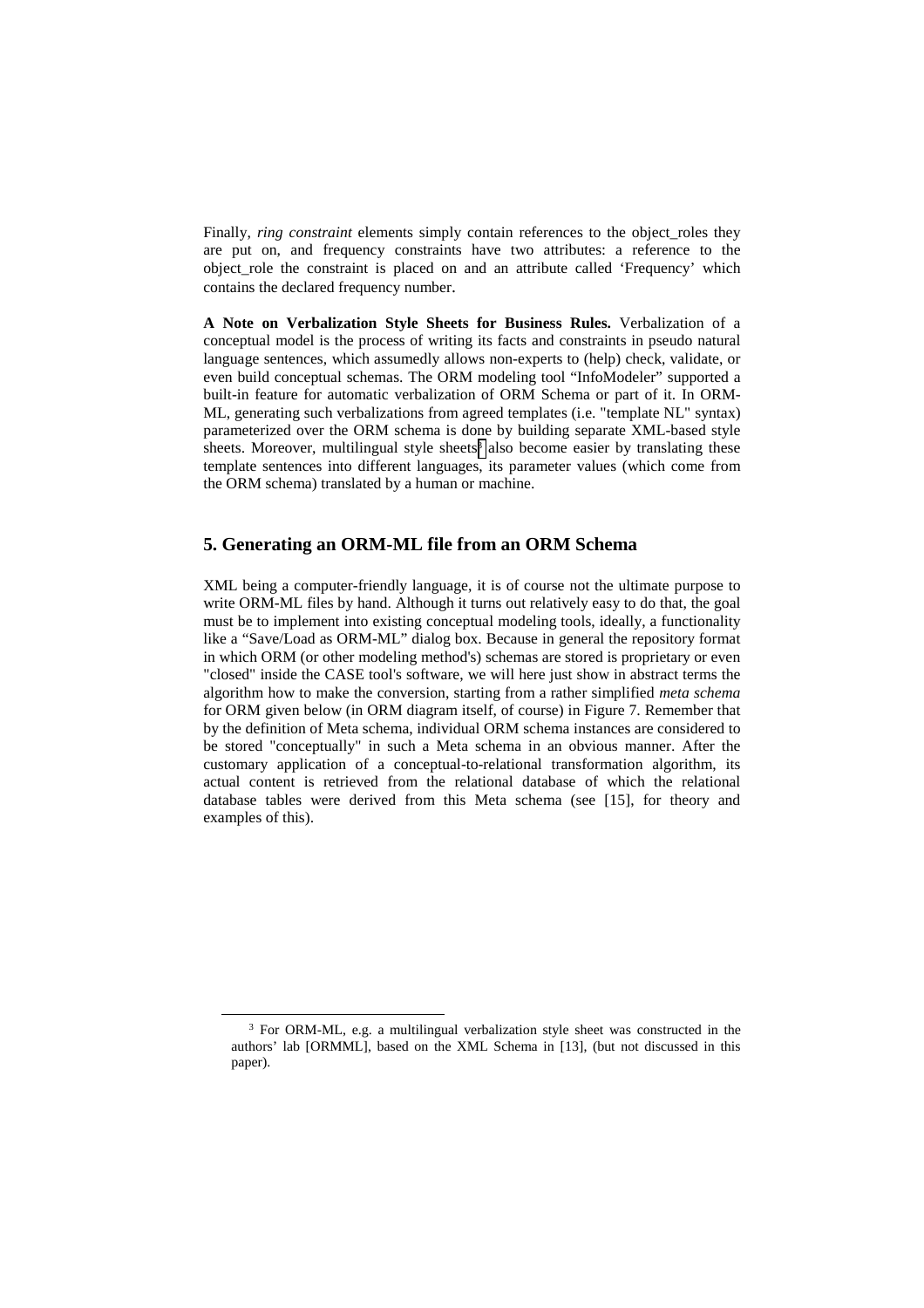Finally, *ring constraint* elements simply contain references to the object_roles they are put on, and frequency constraints have two attributes: a reference to the object_role the constraint is placed on and an attribute called 'Frequency' which contains the declared frequency number.

**A Note on Verbalization Style Sheets for Business Rules.** Verbalization of a conceptual model is the process of writing its facts and constraints in pseudo natural language sentences, which assumedly allows non-experts to (help) check, validate, or even build conceptual schemas. The ORM modeling tool "InfoModeler" supported a built-in feature for automatic verbalization of ORM Schema or part of it. In ORM-ML, generating such verbalizations from agreed templates (i.e. "template NL" syntax) parameterized over the ORM schema is done by building separate XML-based style sheets. Moreover, multilingual style sheets[3] also become easier by translating these template sentences into different languages, its parameter values (which come from the ORM schema) translated by a human or machine.

## 5. Generating an ORM-ML file from an ORM Schema

XML being a computer-friendly language, it is of course not the ultimate purpose to write ORM-ML files by hand. Although it turns out relatively easy to do that, the goal must be to implement into existing conceptual modeling tools, ideally, a functionality like a "Save/Load as ORM-ML" dialog box. Because in general the repository format in which ORM (or other modeling method's) schemas are stored is proprietary or even "closed" inside the CASE tool's software, we will here just show in abstract terms the algorithm how to make the conversion, starting from a rather simplified *meta schema* for ORM given below (in ORM diagram itself, of course) in Figure 7. Remember that by the definition of Meta schema, individual ORM schema instances are considered to be stored "conceptually" in such a Meta schema in an obvious manner. After the customary application of a conceptual-to-relational transformation algorithm, its actual content is retrieved from the relational database of which the relational database tables were derived from this Meta schema (see [15], for theory and examples of this).

---

[3] For ORM-ML, e.g. a multilingual verbalization style sheet was constructed in the authors' lab [ORMML], based on the XML Schema in [13], (but not discussed in this paper).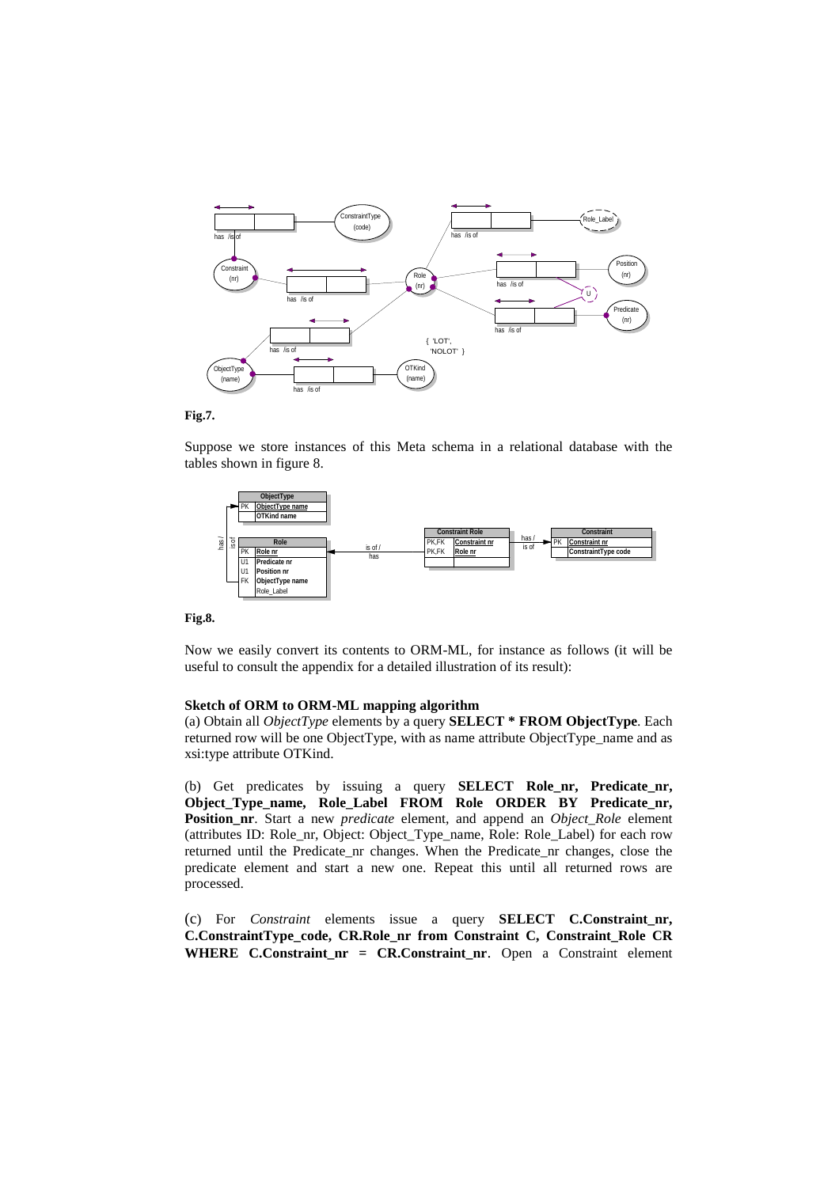**Fig.7.**

Suppose we store instances of this Meta schema in a relational database with the tables shown in figure 8.

**Fig.8.**

Now we easily convert its contents to ORM-ML, for instance as follows (it will be useful to consult the appendix for a detailed illustration of its result):

**Sketch of ORM to ORM-ML mapping algorithm**

(a) Obtain all *ObjectType* elements by a query **SELECT * FROM ObjectType**. Each returned row will be one ObjectType, with as name attribute ObjectType_name and as xsi:type attribute OTKind.

(b) Get predicates by issuing a query **SELECT Role_nr, Predicate_nr, Object_Type_name, Role_Label FROM Role ORDER BY Predicate_nr, Position_nr**. Start a new *predicate* element, and append an *Object_Role* element (attributes ID: Role_nr, Object: Object_Type_name, Role: Role_Label) for each row returned until the Predicate_nr changes. When the Predicate_nr changes, close the predicate element and start a new one. Repeat this until all returned rows are processed.

(c) For *Constraint* elements issue a query **SELECT C.Constraint_nr, C.ConstraintType_code, CR.Role_nr from Constraint C, Constraint_Role CR WHERE C.Constraint_nr = CR.Constraint_nr**. Open a Constraint element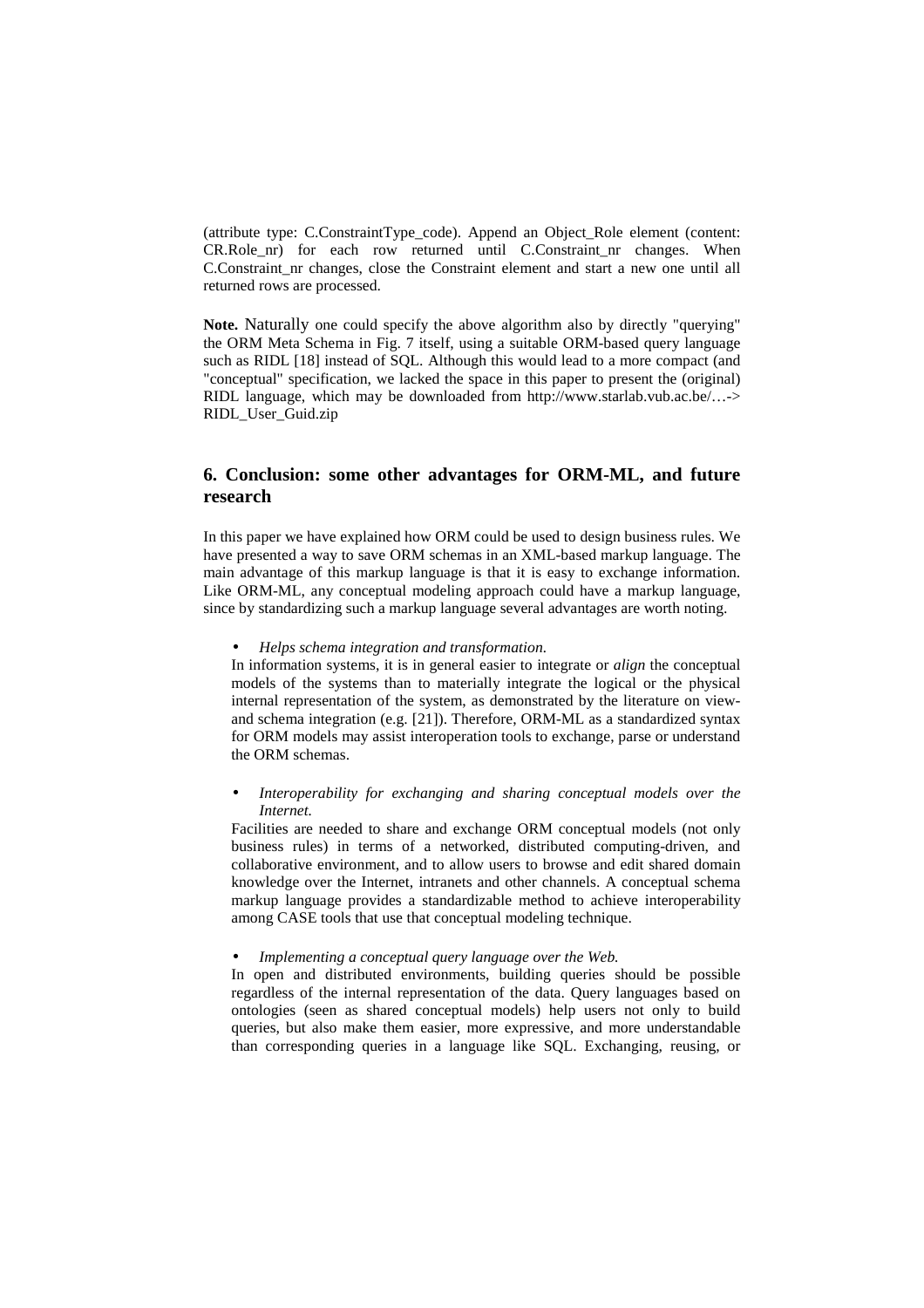(attribute type: C.ConstraintType_code). Append an Object_Role element (content: CR.Role_nr) for each row returned until C.Constraint_nr changes. When C.Constraint_nr changes, close the Constraint element and start a new one until all returned rows are processed.

**Note.** Naturally one could specify the above algorithm also by directly "querying" the ORM Meta Schema in Fig. 7 itself, using a suitable ORM-based query language such as RIDL [18] instead of SQL. Although this would lead to a more compact (and "conceptual" specification, we lacked the space in this paper to present the (original) RIDL language, which may be downloaded from http://www.starlab.vub.ac.be/…-> RIDL_User_Guid.zip

## 6. Conclusion: some other advantages for ORM-ML, and future research

In this paper we have explained how ORM could be used to design business rules. We have presented a way to save ORM schemas in an XML-based markup language. The main advantage of this markup language is that it is easy to exchange information. Like ORM-ML, any conceptual modeling approach could have a markup language, since by standardizing such a markup language several advantages are worth noting.

- *Helps schema integration and transformation.*
  In information systems, it is in general easier to integrate or *align* the conceptual models of the systems than to materially integrate the logical or the physical internal representation of the system, as demonstrated by the literature on view- and schema integration (e.g. [21]). Therefore, ORM-ML as a standardized syntax for ORM models may assist interoperation tools to exchange, parse or understand the ORM schemas.

- *Interoperability for exchanging and sharing conceptual models over the Internet.*
  Facilities are needed to share and exchange ORM conceptual models (not only business rules) in terms of a networked, distributed computing-driven, and collaborative environment, and to allow users to browse and edit shared domain knowledge over the Internet, intranets and other channels. A conceptual schema markup language provides a standardizable method to achieve interoperability among CASE tools that use that conceptual modeling technique.

- *Implementing a conceptual query language over the Web.*
  In open and distributed environments, building queries should be possible regardless of the internal representation of the data. Query languages based on ontologies (seen as shared conceptual models) help users not only to build queries, but also make them easier, more expressive, and more understandable than corresponding queries in a language like SQL. Exchanging, reusing, or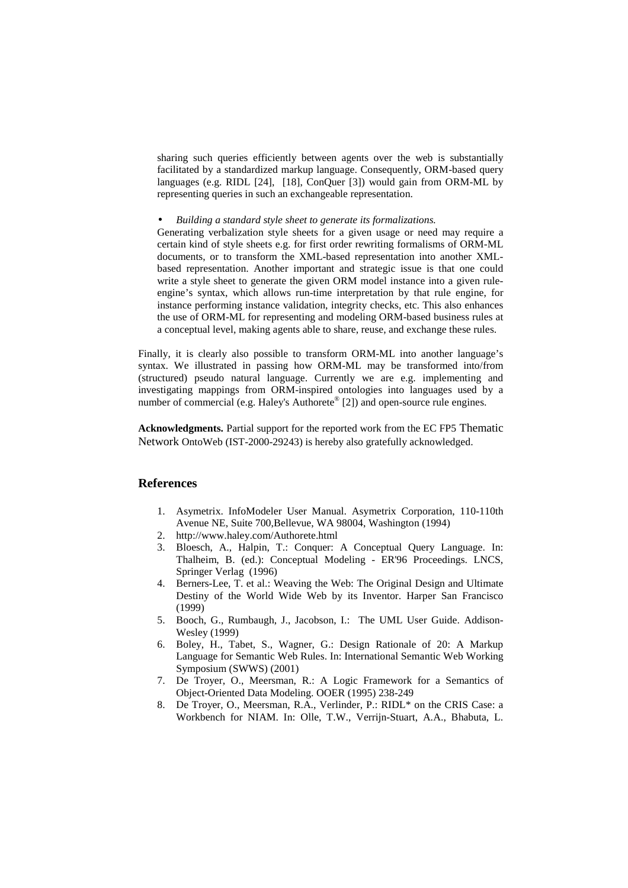sharing such queries efficiently between agents over the web is substantially facilitated by a standardized markup language. Consequently, ORM-based query languages (e.g. RIDL [24], [18], ConQuer [3]) would gain from ORM-ML by representing queries in such an exchangeable representation.

- *Building a standard style sheet to generate its formalizations.*

Generating verbalization style sheets for a given usage or need may require a certain kind of style sheets e.g. for first order rewriting formalisms of ORM-ML documents, or to transform the XML-based representation into another XML-based representation. Another important and strategic issue is that one could write a style sheet to generate the given ORM model instance into a given rule-engine's syntax, which allows run-time interpretation by that rule engine, for instance performing instance validation, integrity checks, etc. This also enhances the use of ORM-ML for representing and modeling ORM-based business rules at a conceptual level, making agents able to share, reuse, and exchange these rules.

Finally, it is clearly also possible to transform ORM-ML into another language's syntax. We illustrated in passing how ORM-ML may be transformed into/from (structured) pseudo natural language. Currently we are e.g. implementing and investigating mappings from ORM-inspired ontologies into languages used by a number of commercial (e.g. Haley's Authorete® [2]) and open-source rule engines.

**Acknowledgments.** Partial support for the reported work from the EC FP5 Thematic Network OntoWeb (IST-2000-29243) is hereby also gratefully acknowledged.

## References

1. Asymetrix. InfoModeler User Manual. Asymetrix Corporation, 110-110th Avenue NE, Suite 700,Bellevue, WA 98004, Washington (1994)
2. http://www.haley.com/Authorete.html
3. Bloesch, A., Halpin, T.: Conquer: A Conceptual Query Language. In: Thalheim, B. (ed.): Conceptual Modeling - ER'96 Proceedings. LNCS, Springer Verlag (1996)
4. Berners-Lee, T. et al.: Weaving the Web: The Original Design and Ultimate Destiny of the World Wide Web by its Inventor. Harper San Francisco (1999)
5. Booch, G., Rumbaugh, J., Jacobson, I.: The UML User Guide. Addison-Wesley (1999)
6. Boley, H., Tabet, S., Wagner, G.: Design Rationale of 20: A Markup Language for Semantic Web Rules. In: International Semantic Web Working Symposium (SWWS) (2001)
7. De Troyer, O., Meersman, R.: A Logic Framework for a Semantics of Object-Oriented Data Modeling. OOER (1995) 238-249
8. De Troyer, O., Meersman, R.A., Verlinder, P.: RIDL* on the CRIS Case: a Workbench for NIAM. In: Olle, T.W., Verrijn-Stuart, A.A., Bhabuta, L.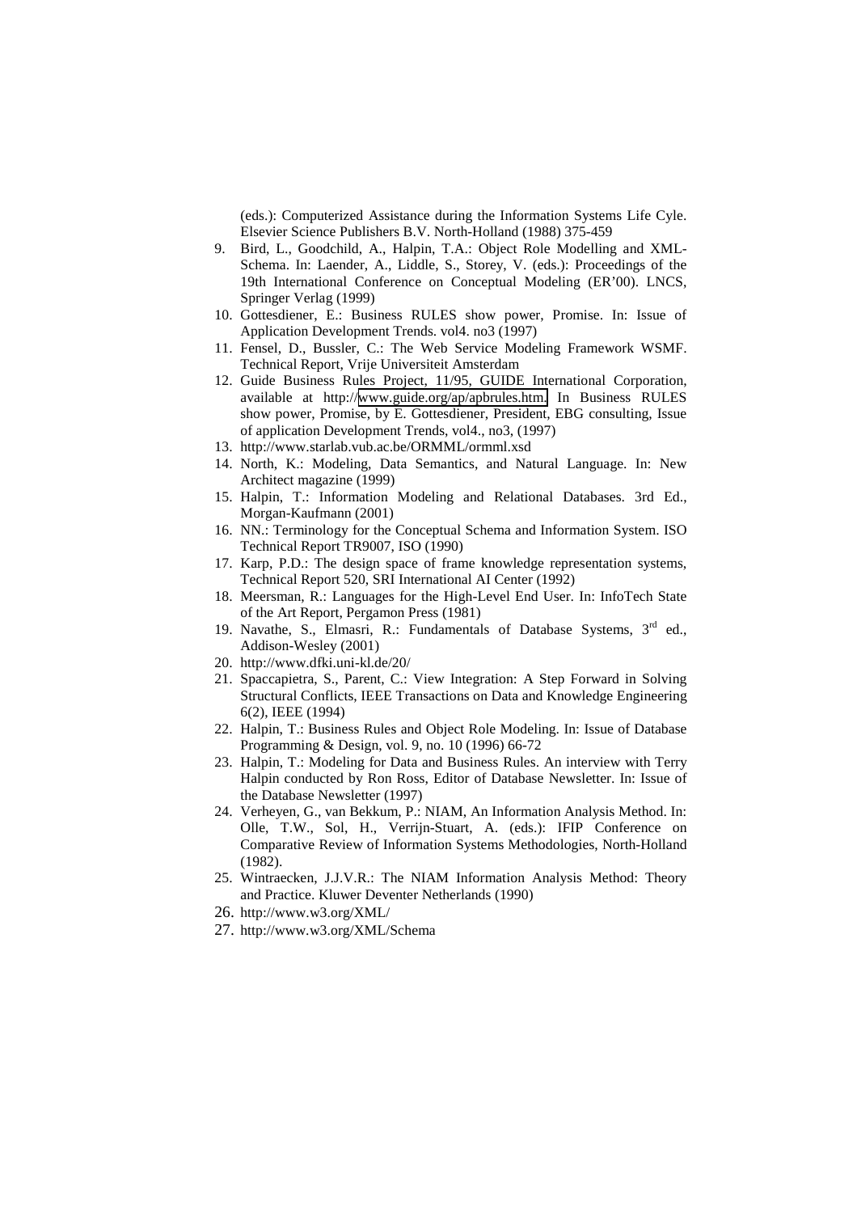(eds.): Computerized Assistance during the Information Systems Life Cyle. Elsevier Science Publishers B.V. North-Holland (1988) 375-459

9. Bird, L., Goodchild, A., Halpin, T.A.: Object Role Modelling and XML-Schema. In: Laender, A., Liddle, S., Storey, V. (eds.): Proceedings of the 19th International Conference on Conceptual Modeling (ER'00). LNCS, Springer Verlag (1999)
10. Gottesdiener, E.: Business RULES show power, Promise. In: Issue of Application Development Trends. vol4. no3 (1997)
11. Fensel, D., Bussler, C.: The Web Service Modeling Framework WSMF. Technical Report, Vrije Universiteit Amsterdam
12. Guide Business Rules Project, 11/95, GUIDE International Corporation, available at http://www.guide.org/ap/apbrules.htm. In Business RULES show power, Promise, by E. Gottesdiener, President, EBG consulting, Issue of application Development Trends, vol4., no3, (1997)
13. http://www.starlab.vub.ac.be/ORMML/ormml.xsd
14. North, K.: Modeling, Data Semantics, and Natural Language. In: New Architect magazine (1999)
15. Halpin, T.: Information Modeling and Relational Databases. 3rd Ed., Morgan-Kaufmann (2001)
16. NN.: Terminology for the Conceptual Schema and Information System. ISO Technical Report TR9007, ISO (1990)
17. Karp, P.D.: The design space of frame knowledge representation systems, Technical Report 520, SRI International AI Center (1992)
18. Meersman, R.: Languages for the High-Level End User. In: InfoTech State of the Art Report, Pergamon Press (1981)
19. Navathe, S., Elmasri, R.: Fundamentals of Database Systems, 3rd ed., Addison-Wesley (2001)
20. http://www.dfki.uni-kl.de/20/
21. Spaccapietra, S., Parent, C.: View Integration: A Step Forward in Solving Structural Conflicts, IEEE Transactions on Data and Knowledge Engineering 6(2), IEEE (1994)
22. Halpin, T.: Business Rules and Object Role Modeling. In: Issue of Database Programming & Design, vol. 9, no. 10 (1996) 66-72
23. Halpin, T.: Modeling for Data and Business Rules. An interview with Terry Halpin conducted by Ron Ross, Editor of Database Newsletter. In: Issue of the Database Newsletter (1997)
24. Verheyen, G., van Bekkum, P.: NIAM, An Information Analysis Method. In: Olle, T.W., Sol, H., Verrijn-Stuart, A. (eds.): IFIP Conference on Comparative Review of Information Systems Methodologies, North-Holland (1982).
25. Wintraecken, J.J.V.R.: The NIAM Information Analysis Method: Theory and Practice. Kluwer Deventer Netherlands (1990)
26. http://www.w3.org/XML/
27. http://www.w3.org/XML/Schema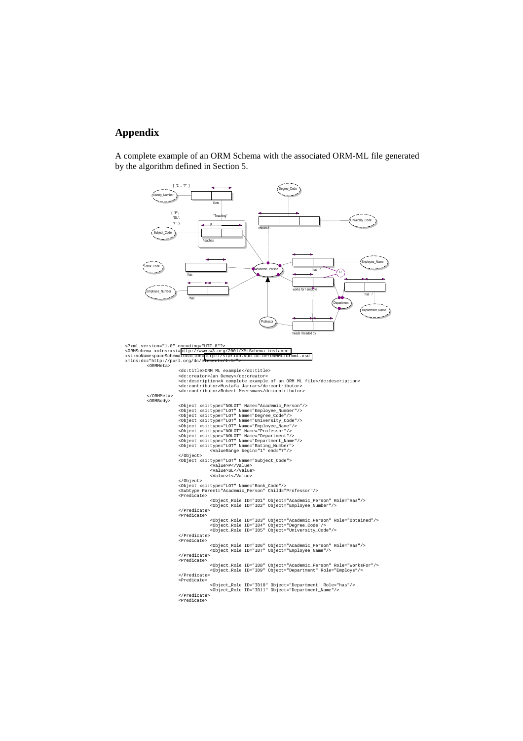## Appendix

A complete example of an ORM Schema with the associated ORM-ML file generated by the algorithm defined in Section 5.

```
<?xml version="1.0" encoding="UTF-8"?>
<ORMSchema xmlns:xsi="http://www.w3.org/2001/XMLSchema-instance"
xsi:noNamespaceSchemaLocation="http://starlab.vub.ac.be/ORMML/ormml.xsd"
xmlns:dc="http://purl.org/dc/elements/1.1/">
        <ORMMeta>
                <dc:title>ORM ML example</dc:title>
                <dc:creator>Jan Demey</dc:creator>
                <dc:description>A complete example of an ORM ML file</dc:description>
                <dc:contributor>Mustafa Jarrar</dc:contributor>
                <dc:contributor>Robert Meersman</dc:contributor>
        </ORMMeta>
        <ORMBody>
                <Object xsi:type="NOLOT" Name="Academic_Person"/>
                <Object xsi:type="LOT" Name="Employee_Number"/>
                <Object xsi:type="LOT" Name="Degree_Code"/>
                <Object xsi:type="LOT" Name="University_Code"/>
                <Object xsi:type="LOT" Name="Employee_Name"/>
                <Object xsi:type="NOLOT" Name="Professor"/>
                <Object xsi:type="NOLOT" Name="Department"/>
                <Object xsi:type="LOT" Name="Department_Name"/>
                <Object xsi:type="LOT" Name="Rating_Number">
                        <ValueRange begin="1" end="7"/>
                </Object>
                <Object xsi:type="LOT" Name="Subject_Code">
                        <Value>P</Value>
                        <Value>SL</Value>
                        <Value>L</Value>
                </Object>
                <Object xsi:type="LOT" Name="Rank_Code"/>
                <Subtype Parent="Academic_Person" Child="Professor"/>
                <Predicate>
                        <Object_Role ID="ID1" Object="Academic_Person" Role="Has"/>
                        <Object_Role ID="ID2" Object="Employee_Number"/>
                </Predicate>
                <Predicate>
                        <Object_Role ID="ID3" Object="Academic_Person" Role="Obtained"/>
                        <Object_Role ID="ID4" Object="Degree_Code"/>
                        <Object_Role ID="ID5" Object="University_Code"/>
                </Predicate>
                <Predicate>
                        <Object_Role ID="ID6" Object="Academic_Person" Role="Has"/>
                        <Object_Role ID="ID7" Object="Employee_Name"/>
                </Predicate>
                <Predicate>
                        <Object_Role ID="ID8" Object="Academic_Person" Role="WorksFor"/>
                        <Object_Role ID="ID9" Object="Department" Role="Employs"/>
                </Predicate>
                <Predicate>
                        <Object_Role ID="ID10" Object="Department" Role="has"/>
                        <Object_Role ID="ID11" Object="Department_Name"/>
                </Predicate>
                <Predicate>
```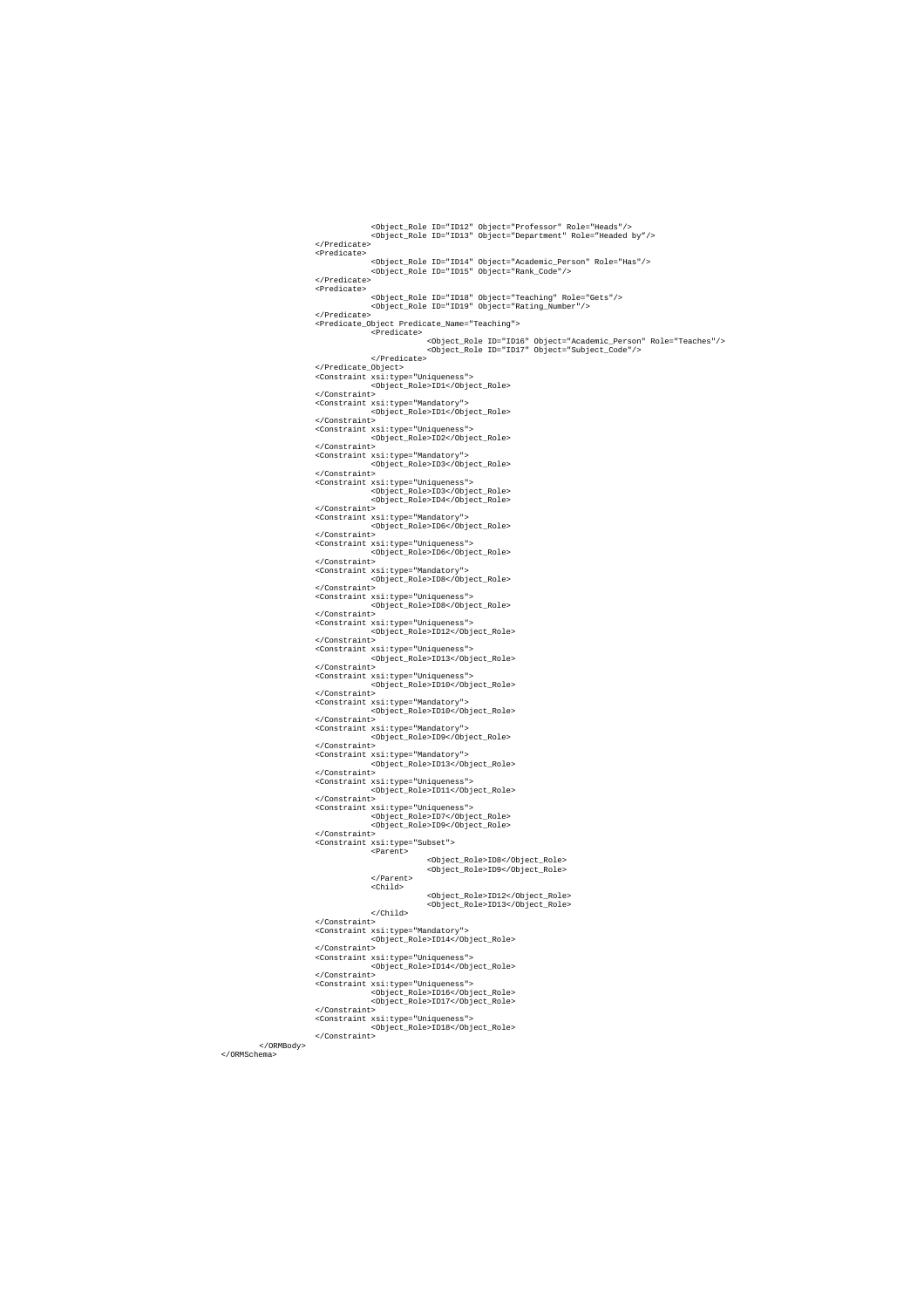```
				<Object_Role ID="ID12" Object="Professor" Role="Heads"/>
				<Object_Role ID="ID13" Object="Department" Role="Headed by"/>
			</Predicate>
			<Predicate>
				<Object_Role ID="ID14" Object="Academic_Person" Role="Has"/>
				<Object_Role ID="ID15" Object="Rank_Code"/>
			</Predicate>
			<Predicate>
				<Object_Role ID="ID18" Object="Teaching" Role="Gets"/>
				<Object_Role ID="ID19" Object="Rating_Number"/>
			</Predicate>
			<Predicate_Object Predicate_Name="Teaching">
				<Predicate>
					<Object_Role ID="ID16" Object="Academic_Person" Role="Teaches"/>
					<Object_Role ID="ID17" Object="Subject_Code"/>
				</Predicate>
			</Predicate_Object>
			<Constraint xsi:type="Uniqueness">
				<Object_Role>ID1</Object_Role>
			</Constraint>
			<Constraint xsi:type="Mandatory">
				<Object_Role>ID1</Object_Role>
			</Constraint>
			<Constraint xsi:type="Uniqueness">
				<Object_Role>ID2</Object_Role>
			</Constraint>
			<Constraint xsi:type="Mandatory">
				<Object_Role>ID3</Object_Role>
			</Constraint>
			<Constraint xsi:type="Uniqueness">
				<Object_Role>ID3</Object_Role>
				<Object_Role>ID4</Object_Role>
			</Constraint>
			<Constraint xsi:type="Mandatory">
				<Object_Role>ID6</Object_Role>
			</Constraint>
			<Constraint xsi:type="Uniqueness">
				<Object_Role>ID6</Object_Role>
			</Constraint>
			<Constraint xsi:type="Mandatory">
				<Object_Role>ID8</Object_Role>
			</Constraint>
			<Constraint xsi:type="Uniqueness">
				<Object_Role>ID8</Object_Role>
			</Constraint>
			<Constraint xsi:type="Uniqueness">
				<Object_Role>ID12</Object_Role>
			</Constraint>
			<Constraint xsi:type="Uniqueness">
				<Object_Role>ID13</Object_Role>
			</Constraint>
			<Constraint xsi:type="Uniqueness">
				<Object_Role>ID10</Object_Role>
			</Constraint>
			<Constraint xsi:type="Mandatory">
				<Object_Role>ID10</Object_Role>
			</Constraint>
			<Constraint xsi:type="Mandatory">
				<Object_Role>ID9</Object_Role>
			</Constraint>
			<Constraint xsi:type="Mandatory">
				<Object_Role>ID13</Object_Role>
			</Constraint>
			<Constraint xsi:type="Uniqueness">
				<Object_Role>ID11</Object_Role>
			</Constraint>
			<Constraint xsi:type="Uniqueness">
				<Object_Role>ID7</Object_Role>
				<Object_Role>ID9</Object_Role>
			</Constraint>
			<Constraint xsi:type="Subset">
				<Parent>
					<Object_Role>ID8</Object_Role>
					<Object_Role>ID9</Object_Role>
				</Parent>
				<Child>
					<Object_Role>ID12</Object_Role>
					<Object_Role>ID13</Object_Role>
				</Child>
			</Constraint>
			<Constraint xsi:type="Mandatory">
				<Object_Role>ID14</Object_Role>
			</Constraint>
			<Constraint xsi:type="Uniqueness">
				<Object_Role>ID14</Object_Role>
			</Constraint>
			<Constraint xsi:type="Uniqueness">
				<Object_Role>ID16</Object_Role>
				<Object_Role>ID17</Object_Role>
			</Constraint>
			<Constraint xsi:type="Uniqueness">
				<Object_Role>ID18</Object_Role>
			</Constraint>
		</ORMBody>
	</ORMSchema>
```